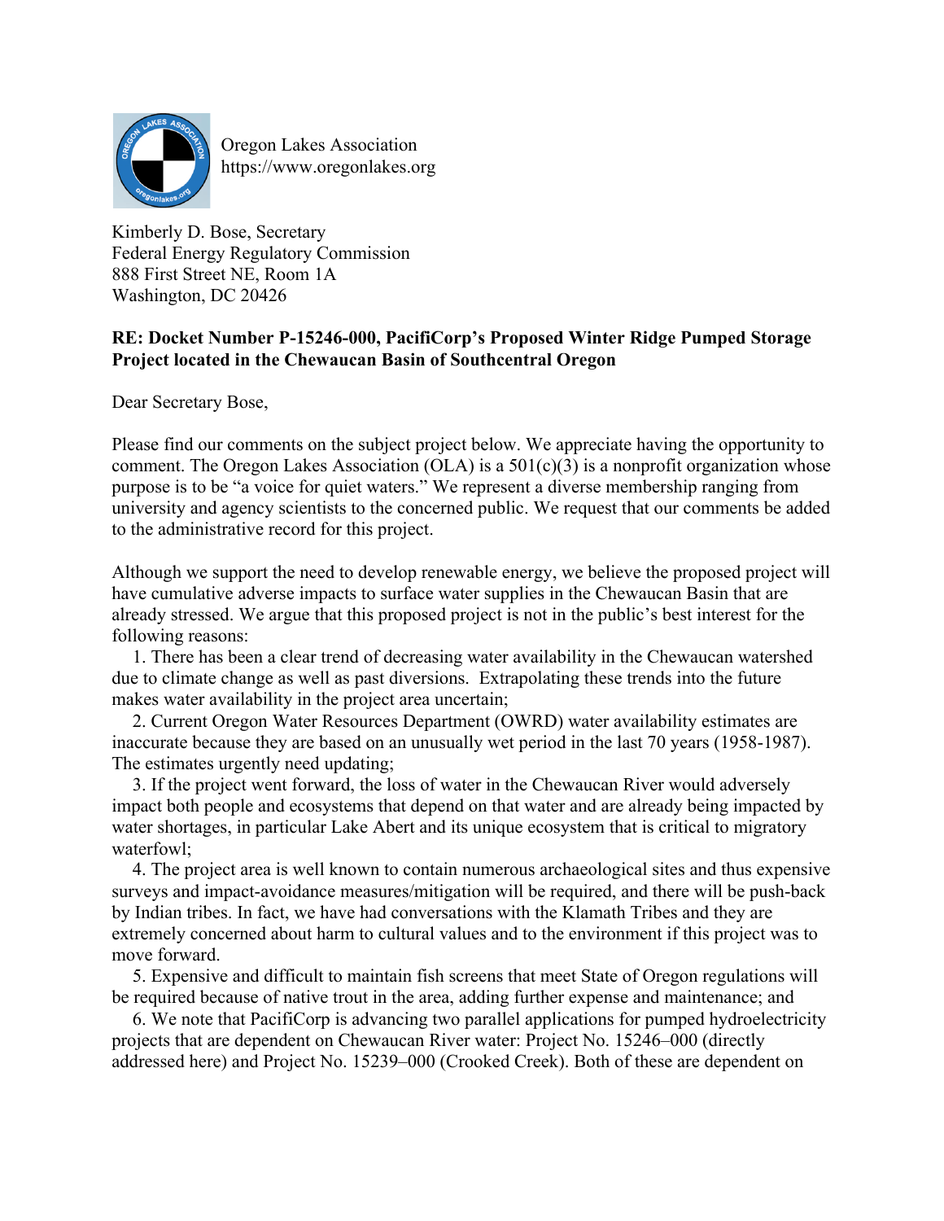Oregon Lakes Association
https://www.oregonlakes.org

Kimberly D. Bose, Secretary
Federal Energy Regulatory Commission
888 First Street NE, Room 1A
Washington, DC 20426

**RE: Docket Number P-15246-000, PacifiCorp's Proposed Winter Ridge Pumped Storage Project located in the Chewaucan Basin of Southcentral Oregon**

Dear Secretary Bose,

Please find our comments on the subject project below. We appreciate having the opportunity to comment. The Oregon Lakes Association (OLA) is a 501(c)(3) is a nonprofit organization whose purpose is to be "a voice for quiet waters." We represent a diverse membership ranging from university and agency scientists to the concerned public. We request that our comments be added to the administrative record for this project.

Although we support the need to develop renewable energy, we believe the proposed project will have cumulative adverse impacts to surface water supplies in the Chewaucan Basin that are already stressed. We argue that this proposed project is not in the public's best interest for the following reasons:

1. There has been a clear trend of decreasing water availability in the Chewaucan watershed due to climate change as well as past diversions. Extrapolating these trends into the future makes water availability in the project area uncertain;
2. Current Oregon Water Resources Department (OWRD) water availability estimates are inaccurate because they are based on an unusually wet period in the last 70 years (1958-1987). The estimates urgently need updating;
3. If the project went forward, the loss of water in the Chewaucan River would adversely impact both people and ecosystems that depend on that water and are already being impacted by water shortages, in particular Lake Abert and its unique ecosystem that is critical to migratory waterfowl;
4. The project area is well known to contain numerous archaeological sites and thus expensive surveys and impact-avoidance measures/mitigation will be required, and there will be push-back by Indian tribes. In fact, we have had conversations with the Klamath Tribes and they are extremely concerned about harm to cultural values and to the environment if this project was to move forward.
5. Expensive and difficult to maintain fish screens that meet State of Oregon regulations will be required because of native trout in the area, adding further expense and maintenance; and
6. We note that PacifiCorp is advancing two parallel applications for pumped hydroelectricity projects that are dependent on Chewaucan River water: Project No. 15246–000 (directly addressed here) and Project No. 15239–000 (Crooked Creek). Both of these are dependent on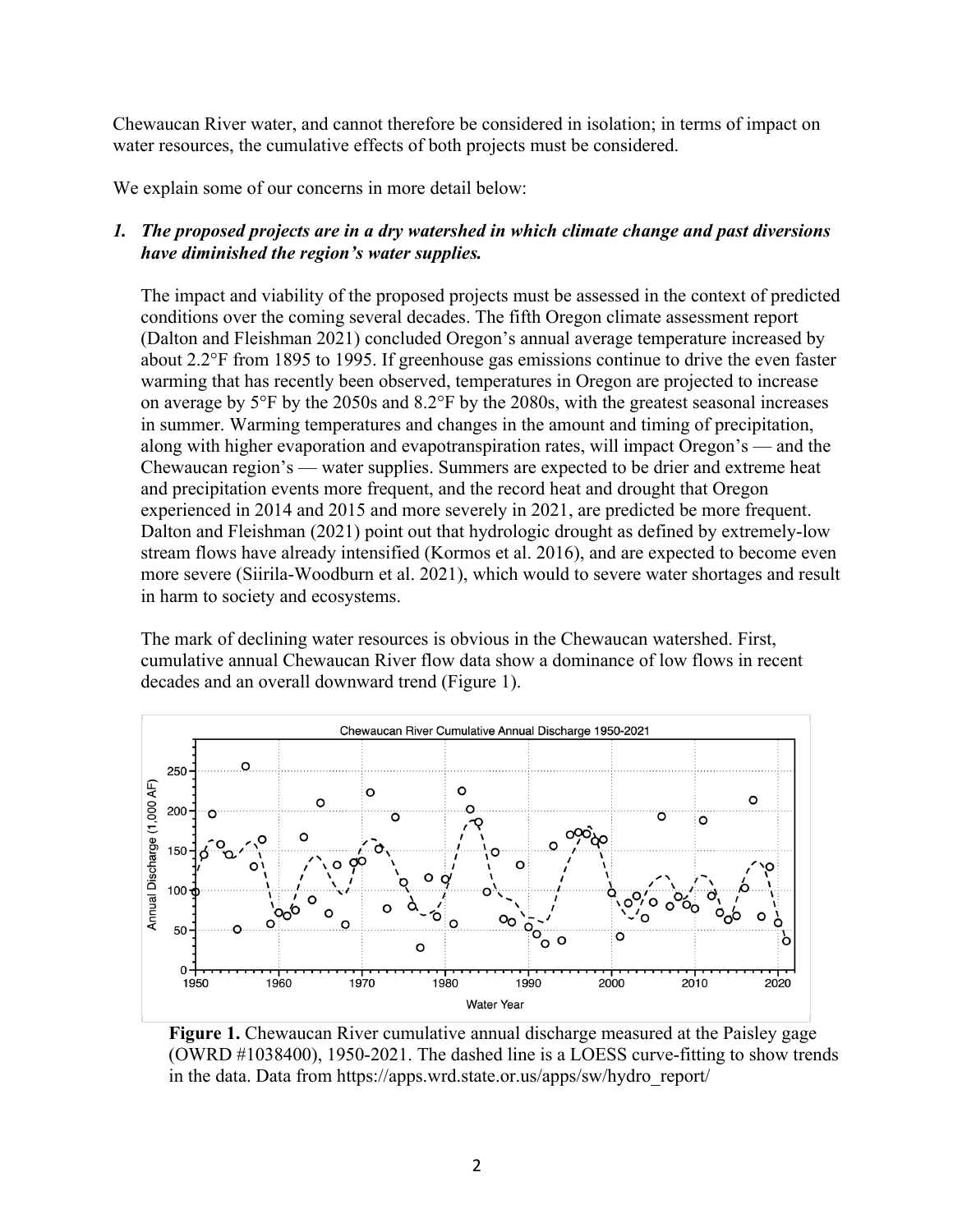Chewaucan River water, and cannot therefore be considered in isolation; in terms of impact on water resources, the cumulative effects of both projects must be considered.

We explain some of our concerns in more detail below:

1. ***The proposed projects are in a dry watershed in which climate change and past diversions have diminished the region's water supplies.***

   The impact and viability of the proposed projects must be assessed in the context of predicted conditions over the coming several decades. The fifth Oregon climate assessment report (Dalton and Fleishman 2021) concluded Oregon's annual average temperature increased by about 2.2°F from 1895 to 1995. If greenhouse gas emissions continue to drive the even faster warming that has recently been observed, temperatures in Oregon are projected to increase on average by 5°F by the 2050s and 8.2°F by the 2080s, with the greatest seasonal increases in summer. Warming temperatures and changes in the amount and timing of precipitation, along with higher evaporation and evapotranspiration rates, will impact Oregon's — and the Chewaucan region's — water supplies. Summers are expected to be drier and extreme heat and precipitation events more frequent, and the record heat and drought that Oregon experienced in 2014 and 2015 and more severely in 2021, are predicted be more frequent. Dalton and Fleishman (2021) point out that hydrologic drought as defined by extremely-low stream flows have already intensified (Kormos et al. 2016), and are expected to become even more severe (Siirila-Woodburn et al. 2021), which would to severe water shortages and result in harm to society and ecosystems.

   The mark of declining water resources is obvious in the Chewaucan watershed. First, cumulative annual Chewaucan River flow data show a dominance of low flows in recent decades and an overall downward trend (Figure 1).

   **Figure 1.** Chewaucan River cumulative annual discharge measured at the Paisley gage (OWRD #1038400), 1950-2021. The dashed line is a LOESS curve-fitting to show trends in the data. Data from https://apps.wrd.state.or.us/apps/sw/hydro_report/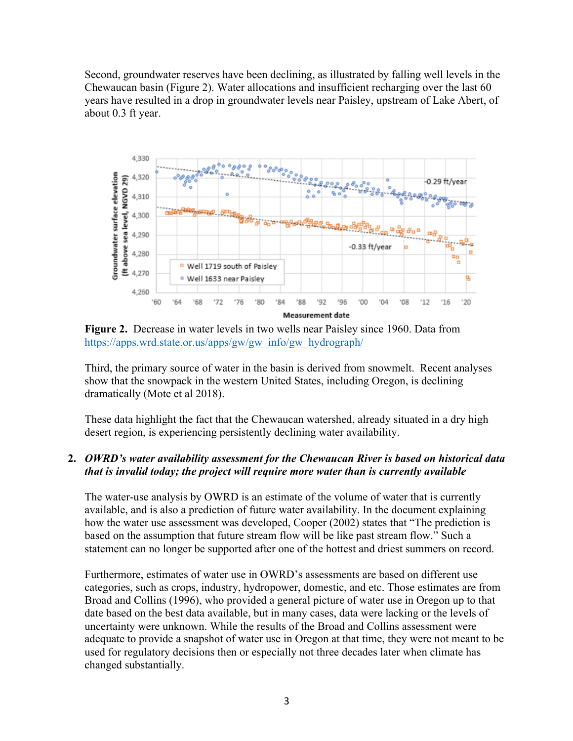Second, groundwater reserves have been declining, as illustrated by falling well levels in the Chewaucan basin (Figure 2). Water allocations and insufficient recharging over the last 60 years have resulted in a drop in groundwater levels near Paisley, upstream of Lake Abert, of about 0.3 ft year.

**Figure 2.** Decrease in water levels in two wells near Paisley since 1960. Data from https://apps.wrd.state.or.us/apps/gw/gw_info/gw_hydrograph/

Third, the primary source of water in the basin is derived from snowmelt. Recent analyses show that the snowpack in the western United States, including Oregon, is declining dramatically (Mote et al 2018).

These data highlight the fact that the Chewaucan watershed, already situated in a dry high desert region, is experiencing persistently declining water availability.

2. ***OWRD's water availability assessment for the Chewaucan River is based on historical data that is invalid today; the project will require more water than is currently available***

The water-use analysis by OWRD is an estimate of the volume of water that is currently available, and is also a prediction of future water availability. In the document explaining how the water use assessment was developed, Cooper (2002) states that "The prediction is based on the assumption that future stream flow will be like past stream flow." Such a statement can no longer be supported after one of the hottest and driest summers on record.

Furthermore, estimates of water use in OWRD's assessments are based on different use categories, such as crops, industry, hydropower, domestic, and etc. Those estimates are from Broad and Collins (1996), who provided a general picture of water use in Oregon up to that date based on the best data available, but in many cases, data were lacking or the levels of uncertainty were unknown. While the results of the Broad and Collins assessment were adequate to provide a snapshot of water use in Oregon at that time, they were not meant to be used for regulatory decisions then or especially not three decades later when climate has changed substantially.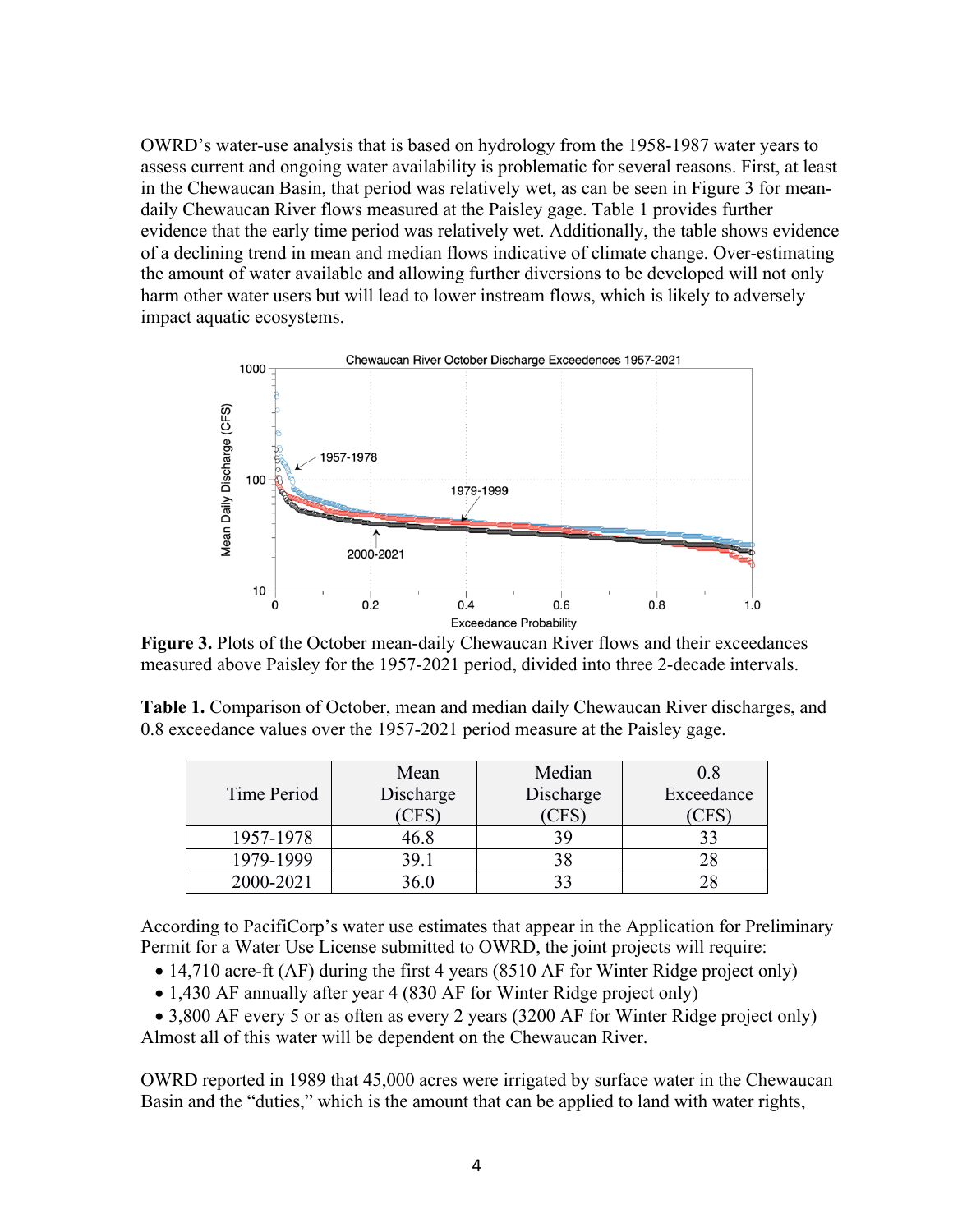OWRD's water-use analysis that is based on hydrology from the 1958-1987 water years to assess current and ongoing water availability is problematic for several reasons. First, at least in the Chewaucan Basin, that period was relatively wet, as can be seen in Figure 3 for mean-daily Chewaucan River flows measured at the Paisley gage. Table 1 provides further evidence that the early time period was relatively wet. Additionally, the table shows evidence of a declining trend in mean and median flows indicative of climate change. Over-estimating the amount of water available and allowing further diversions to be developed will not only harm other water users but will lead to lower instream flows, which is likely to adversely impact aquatic ecosystems.

**Figure 3.** Plots of the October mean-daily Chewaucan River flows and their exceedances measured above Paisley for the 1957-2021 period, divided into three 2-decade intervals.

**Table 1.** Comparison of October, mean and median daily Chewaucan River discharges, and 0.8 exceedance values over the 1957-2021 period measure at the Paisley gage.

| Time Period | Mean Discharge (CFS) | Median Discharge (CFS) | 0.8 Exceedance (CFS) |
|---|---|---|---|
| 1957-1978 | 46.8 | 39 | 33 |
| 1979-1999 | 39.1 | 38 | 28 |
| 2000-2021 | 36.0 | 33 | 28 |

According to PacifiCorp's water use estimates that appear in the Application for Preliminary Permit for a Water Use License submitted to OWRD, the joint projects will require:

- 14,710 acre-ft (AF) during the first 4 years (8510 AF for Winter Ridge project only)
- 1,430 AF annually after year 4 (830 AF for Winter Ridge project only)
- 3,800 AF every 5 or as often as every 2 years (3200 AF for Winter Ridge project only)

Almost all of this water will be dependent on the Chewaucan River.

OWRD reported in 1989 that 45,000 acres were irrigated by surface water in the Chewaucan Basin and the "duties," which is the amount that can be applied to land with water rights,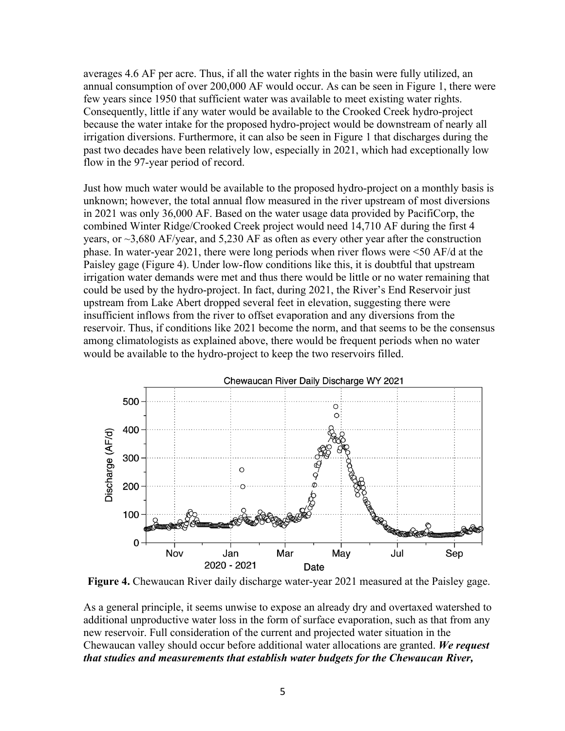averages 4.6 AF per acre. Thus, if all the water rights in the basin were fully utilized, an annual consumption of over 200,000 AF would occur. As can be seen in Figure 1, there were few years since 1950 that sufficient water was available to meet existing water rights. Consequently, little if any water would be available to the Crooked Creek hydro-project because the water intake for the proposed hydro-project would be downstream of nearly all irrigation diversions. Furthermore, it can also be seen in Figure 1 that discharges during the past two decades have been relatively low, especially in 2021, which had exceptionally low flow in the 97-year period of record.

Just how much water would be available to the proposed hydro-project on a monthly basis is unknown; however, the total annual flow measured in the river upstream of most diversions in 2021 was only 36,000 AF. Based on the water usage data provided by PacifiCorp, the combined Winter Ridge/Crooked Creek project would need 14,710 AF during the first 4 years, or ~3,680 AF/year, and 5,230 AF as often as every other year after the construction phase. In water-year 2021, there were long periods when river flows were <50 AF/d at the Paisley gage (Figure 4). Under low-flow conditions like this, it is doubtful that upstream irrigation water demands were met and thus there would be little or no water remaining that could be used by the hydro-project. In fact, during 2021, the River's End Reservoir just upstream from Lake Abert dropped several feet in elevation, suggesting there were insufficient inflows from the river to offset evaporation and any diversions from the reservoir. Thus, if conditions like 2021 become the norm, and that seems to be the consensus among climatologists as explained above, there would be frequent periods when no water would be available to the hydro-project to keep the two reservoirs filled.

**Figure 4.** Chewaucan River daily discharge water-year 2021 measured at the Paisley gage.

As a general principle, it seems unwise to expose an already dry and overtaxed watershed to additional unproductive water loss in the form of surface evaporation, such as that from any new reservoir. Full consideration of the current and projected water situation in the Chewaucan valley should occur before additional water allocations are granted. ***We request that studies and measurements that establish water budgets for the Chewaucan River,***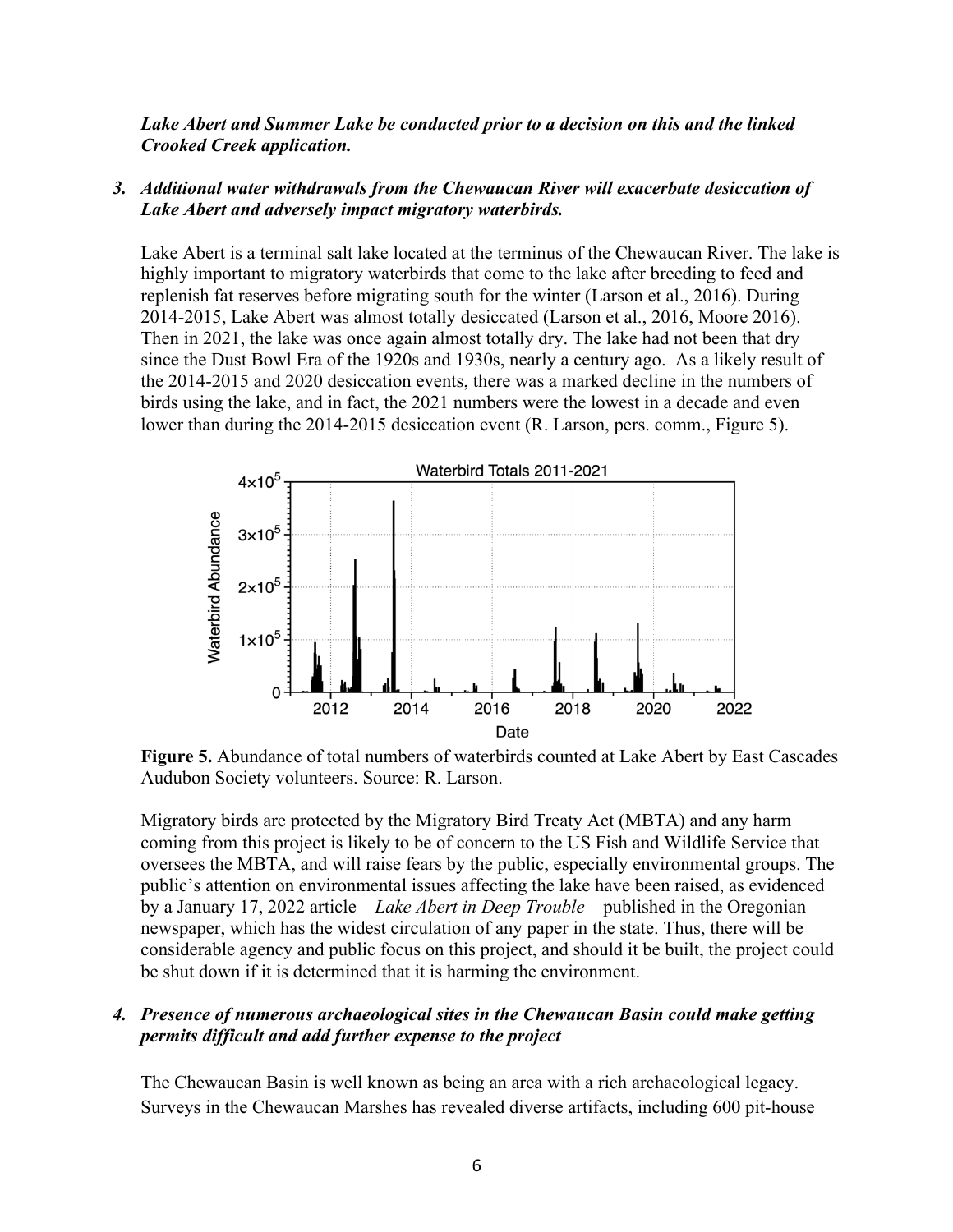***Lake Abert and Summer Lake be conducted prior to a decision on this and the linked Crooked Creek application.***

3. ***Additional water withdrawals from the Chewaucan River will exacerbate desiccation of Lake Abert and adversely impact migratory waterbirds.***

   Lake Abert is a terminal salt lake located at the terminus of the Chewaucan River. The lake is highly important to migratory waterbirds that come to the lake after breeding to feed and replenish fat reserves before migrating south for the winter (Larson et al., 2016). During 2014-2015, Lake Abert was almost totally desiccated (Larson et al., 2016, Moore 2016). Then in 2021, the lake was once again almost totally dry. The lake had not been that dry since the Dust Bowl Era of the 1920s and 1930s, nearly a century ago. As a likely result of the 2014-2015 and 2020 desiccation events, there was a marked decline in the numbers of birds using the lake, and in fact, the 2021 numbers were the lowest in a decade and even lower than during the 2014-2015 desiccation event (R. Larson, pers. comm., Figure 5).

   **Figure 5.** Abundance of total numbers of waterbirds counted at Lake Abert by East Cascades Audubon Society volunteers. Source: R. Larson.

   Migratory birds are protected by the Migratory Bird Treaty Act (MBTA) and any harm coming from this project is likely to be of concern to the US Fish and Wildlife Service that oversees the MBTA, and will raise fears by the public, especially environmental groups. The public's attention on environmental issues affecting the lake have been raised, as evidenced by a January 17, 2022 article – *Lake Abert in Deep Trouble* – published in the Oregonian newspaper, which has the widest circulation of any paper in the state. Thus, there will be considerable agency and public focus on this project, and should it be built, the project could be shut down if it is determined that it is harming the environment.

4. ***Presence of numerous archaeological sites in the Chewaucan Basin could make getting permits difficult and add further expense to the project***

   The Chewaucan Basin is well known as being an area with a rich archaeological legacy. Surveys in the Chewaucan Marshes has revealed diverse artifacts, including 600 pit-house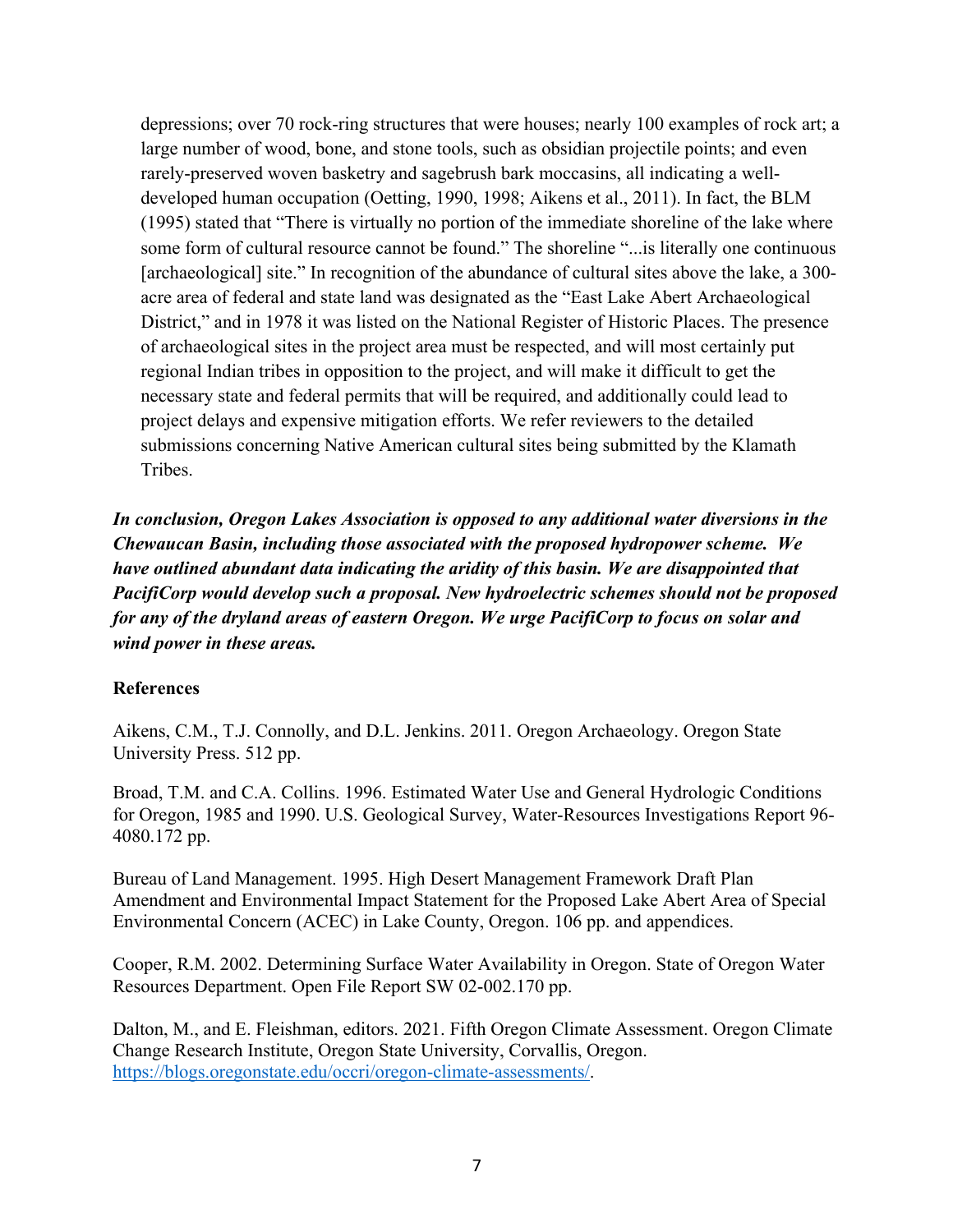depressions; over 70 rock-ring structures that were houses; nearly 100 examples of rock art; a large number of wood, bone, and stone tools, such as obsidian projectile points; and even rarely-preserved woven basketry and sagebrush bark moccasins, all indicating a well-developed human occupation (Oetting, 1990, 1998; Aikens et al., 2011). In fact, the BLM (1995) stated that "There is virtually no portion of the immediate shoreline of the lake where some form of cultural resource cannot be found." The shoreline "...is literally one continuous [archaeological] site." In recognition of the abundance of cultural sites above the lake, a 300-acre area of federal and state land was designated as the "East Lake Abert Archaeological District," and in 1978 it was listed on the National Register of Historic Places. The presence of archaeological sites in the project area must be respected, and will most certainly put regional Indian tribes in opposition to the project, and will make it difficult to get the necessary state and federal permits that will be required, and additionally could lead to project delays and expensive mitigation efforts. We refer reviewers to the detailed submissions concerning Native American cultural sites being submitted by the Klamath Tribes.

***In conclusion, Oregon Lakes Association is opposed to any additional water diversions in the Chewaucan Basin, including those associated with the proposed hydropower scheme. We have outlined abundant data indicating the aridity of this basin. We are disappointed that PacifiCorp would develop such a proposal. New hydroelectric schemes should not be proposed for any of the dryland areas of eastern Oregon. We urge PacifiCorp to focus on solar and wind power in these areas.***

**References**

Aikens, C.M., T.J. Connolly, and D.L. Jenkins. 2011. Oregon Archaeology. Oregon State University Press. 512 pp.

Broad, T.M. and C.A. Collins. 1996. Estimated Water Use and General Hydrologic Conditions for Oregon, 1985 and 1990. U.S. Geological Survey, Water-Resources Investigations Report 96-4080.172 pp.

Bureau of Land Management. 1995. High Desert Management Framework Draft Plan Amendment and Environmental Impact Statement for the Proposed Lake Abert Area of Special Environmental Concern (ACEC) in Lake County, Oregon. 106 pp. and appendices.

Cooper, R.M. 2002. Determining Surface Water Availability in Oregon. State of Oregon Water Resources Department. Open File Report SW 02-002.170 pp.

Dalton, M., and E. Fleishman, editors. 2021. Fifth Oregon Climate Assessment. Oregon Climate Change Research Institute, Oregon State University, Corvallis, Oregon. https://blogs.oregonstate.edu/occri/oregon-climate-assessments/.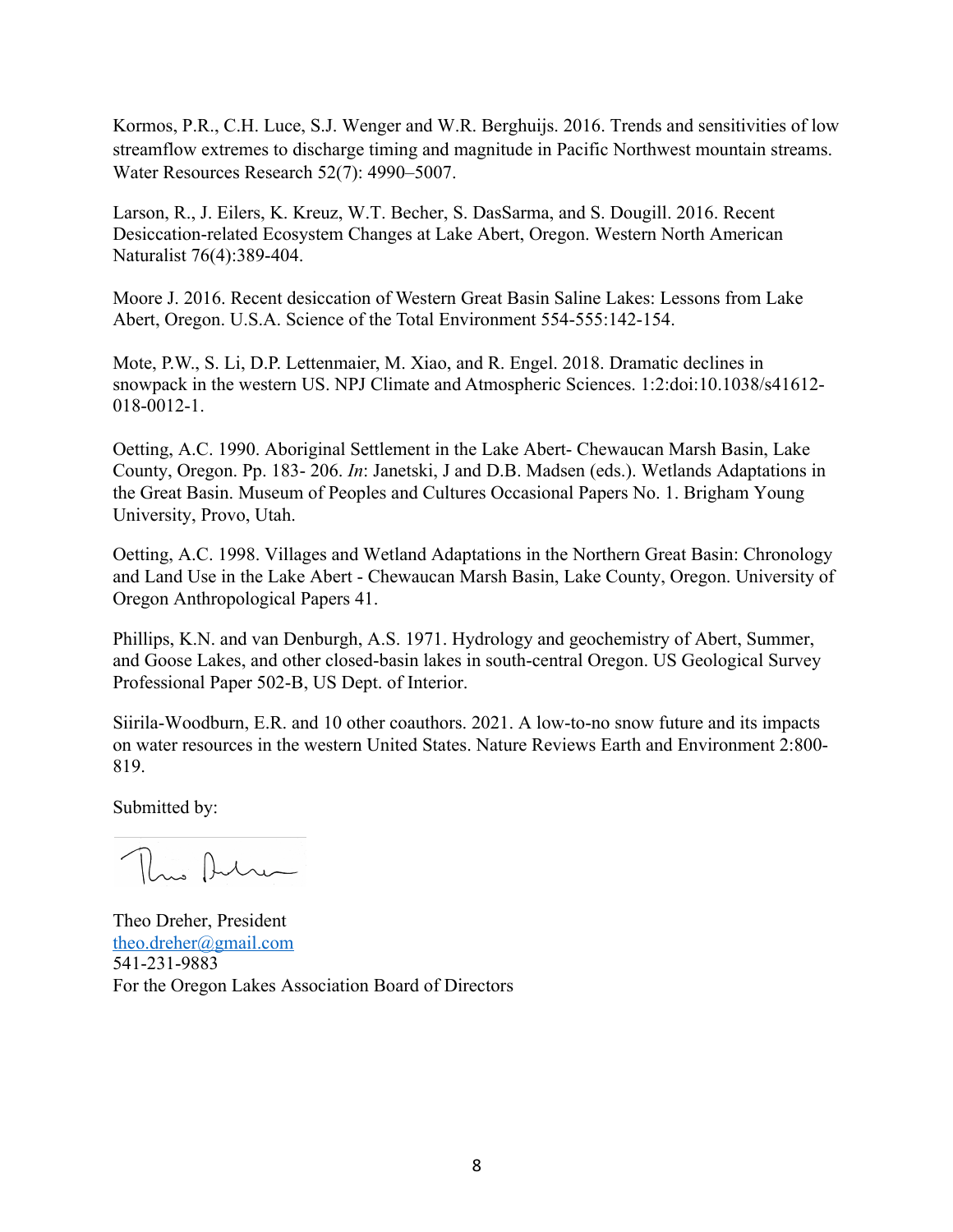Kormos, P.R., C.H. Luce, S.J. Wenger and W.R. Berghuijs. 2016. Trends and sensitivities of low streamflow extremes to discharge timing and magnitude in Pacific Northwest mountain streams. Water Resources Research 52(7): 4990–5007.

Larson, R., J. Eilers, K. Kreuz, W.T. Becher, S. DasSarma, and S. Dougill. 2016. Recent Desiccation-related Ecosystem Changes at Lake Abert, Oregon. Western North American Naturalist 76(4):389-404.

Moore J. 2016. Recent desiccation of Western Great Basin Saline Lakes: Lessons from Lake Abert, Oregon. U.S.A. Science of the Total Environment 554-555:142-154.

Mote, P.W., S. Li, D.P. Lettenmaier, M. Xiao, and R. Engel. 2018. Dramatic declines in snowpack in the western US. NPJ Climate and Atmospheric Sciences. 1:2:doi:10.1038/s41612-018-0012-1.

Oetting, A.C. 1990. Aboriginal Settlement in the Lake Abert- Chewaucan Marsh Basin, Lake County, Oregon. Pp. 183- 206. *In*: Janetski, J and D.B. Madsen (eds.). Wetlands Adaptations in the Great Basin. Museum of Peoples and Cultures Occasional Papers No. 1. Brigham Young University, Provo, Utah.

Oetting, A.C. 1998. Villages and Wetland Adaptations in the Northern Great Basin: Chronology and Land Use in the Lake Abert - Chewaucan Marsh Basin, Lake County, Oregon. University of Oregon Anthropological Papers 41.

Phillips, K.N. and van Denburgh, A.S. 1971. Hydrology and geochemistry of Abert, Summer, and Goose Lakes, and other closed-basin lakes in south-central Oregon. US Geological Survey Professional Paper 502-B, US Dept. of Interior.

Siirila-Woodburn, E.R. and 10 other coauthors. 2021. A low-to-no snow future and its impacts on water resources in the western United States. Nature Reviews Earth and Environment 2:800-819.

Submitted by:

Theo Dreher, President
theo.dreher@gmail.com
541-231-9883
For the Oregon Lakes Association Board of Directors